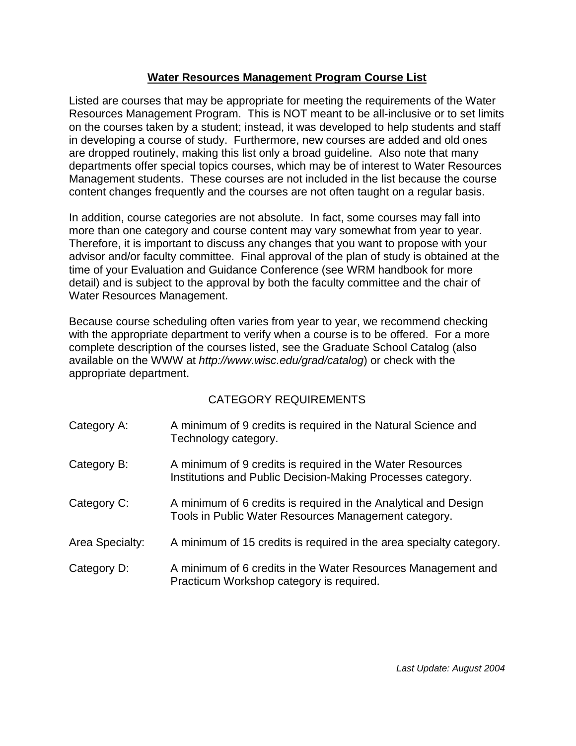# Water Resources Management Program Course List

Listed are courses that may be appropriate for meeting the requirements of the Water Resources Management Program. This is NOT meant to be all-inclusive or to set limits on the courses taken by a student; instead, it was developed to help students and staff in developing a course of study. Furthermore, new courses are added and old ones are dropped routinely, making this list only a broad guideline. Also note that many departments offer special topics courses, which may be of interest to Water Resources Management students. These courses are not included in the list because the course content changes frequently and the courses are not often taught on a regular basis.

In addition, course categories are not absolute. In fact, some courses may fall into more than one category and course content may vary somewhat from year to year. Therefore, it is important to discuss any changes that you want to propose with your advisor and/or faculty committee. Final approval of the plan of study is obtained at the time of your Evaluation and Guidance Conference (see WRM handbook for more detail) and is subject to the approval by both the faculty committee and the chair of Water Resources Management.

Because course scheduling often varies from year to year, we recommend checking with the appropriate department to verify when a course is to be offered. For a more complete description of the courses listed, see the Graduate School Catalog (also available on the WWW at *http://www.wisc.edu/grad/catalog*) or check with the appropriate department.

## CATEGORY REQUIREMENTS

| | |
|---|---|
| Category A: | A minimum of 9 credits is required in the Natural Science and Technology category. |
| Category B: | A minimum of 9 credits is required in the Water Resources Institutions and Public Decision-Making Processes category. |
| Category C: | A minimum of 6 credits is required in the Analytical and Design Tools in Public Water Resources Management category. |
| Area Specialty: | A minimum of 15 credits is required in the area specialty category. |
| Category D: | A minimum of 6 credits in the Water Resources Management and Practicum Workshop category is required. |

*Last Update: August 2004*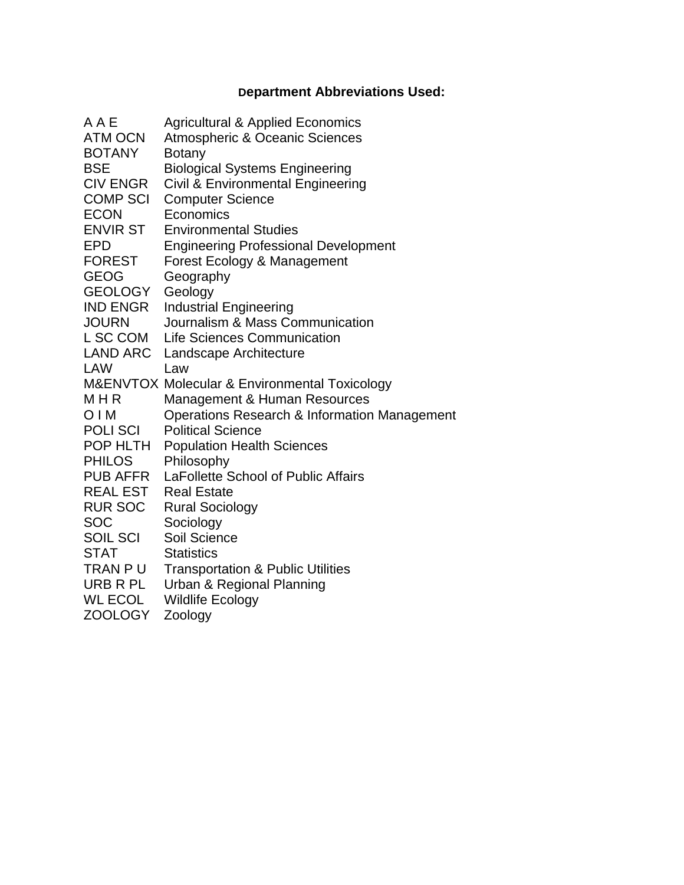### Department Abbreviations Used:

| | |
|---|---|
| A A E | Agricultural & Applied Economics |
| ATM OCN | Atmospheric & Oceanic Sciences |
| BOTANY | Botany |
| BSE | Biological Systems Engineering |
| CIV ENGR | Civil & Environmental Engineering |
| COMP SCI | Computer Science |
| ECON | Economics |
| ENVIR ST | Environmental Studies |
| EPD | Engineering Professional Development |
| FOREST | Forest Ecology & Management |
| GEOG | Geography |
| GEOLOGY | Geology |
| IND ENGR | Industrial Engineering |
| JOURN | Journalism & Mass Communication |
| L SC COM | Life Sciences Communication |
| LAND ARC | Landscape Architecture |
| LAW | Law |
| M&ENVTOX | Molecular & Environmental Toxicology |
| M H R | Management & Human Resources |
| O I M | Operations Research & Information Management |
| POLI SCI | Political Science |
| POP HLTH | Population Health Sciences |
| PHILOS | Philosophy |
| PUB AFFR | LaFollette School of Public Affairs |
| REAL EST | Real Estate |
| RUR SOC | Rural Sociology |
| SOC | Sociology |
| SOIL SCI | Soil Science |
| STAT | Statistics |
| TRAN P U | Transportation & Public Utilities |
| URB R PL | Urban & Regional Planning |
| WL ECOL | Wildlife Ecology |
| ZOOLOGY | Zoology |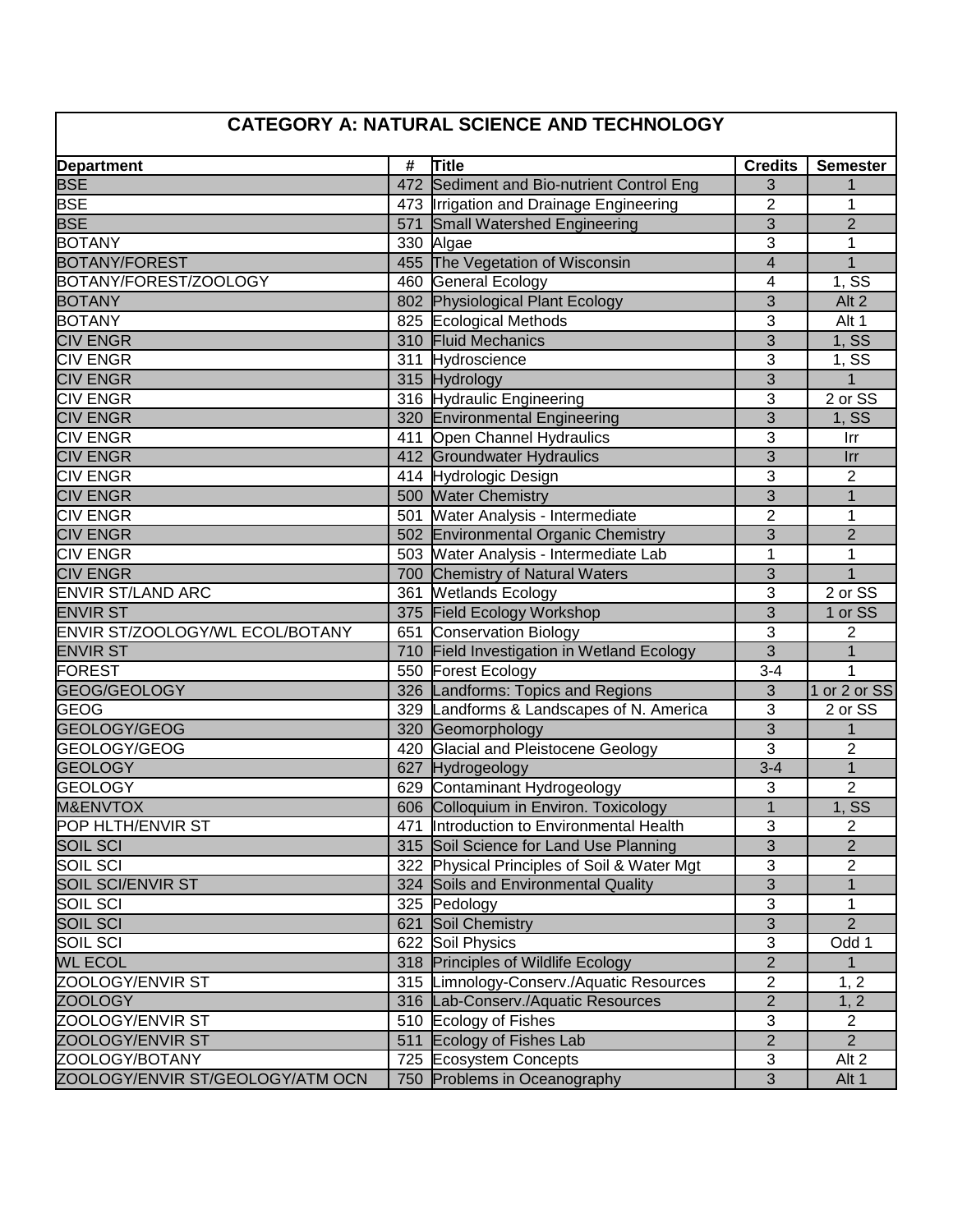## CATEGORY A: NATURAL SCIENCE AND TECHNOLOGY

| Department | # | Title | Credits | Semester |
|---|---|---|---|---|
| BSE | 472 | Sediment and Bio-nutrient Control Eng | 3 | 1 |
| BSE | 473 | Irrigation and Drainage Engineering | 2 | 1 |
| BSE | 571 | Small Watershed Engineering | 3 | 2 |
| BOTANY | 330 | Algae | 3 | 1 |
| BOTANY/FOREST | 455 | The Vegetation of Wisconsin | 4 | 1 |
| BOTANY/FOREST/ZOOLOGY | 460 | General Ecology | 4 | 1, SS |
| BOTANY | 802 | Physiological Plant Ecology | 3 | Alt 2 |
| BOTANY | 825 | Ecological Methods | 3 | Alt 1 |
| CIV ENGR | 310 | Fluid Mechanics | 3 | 1, SS |
| CIV ENGR | 311 | Hydroscience | 3 | 1, SS |
| CIV ENGR | 315 | Hydrology | 3 | 1 |
| CIV ENGR | 316 | Hydraulic Engineering | 3 | 2 or SS |
| CIV ENGR | 320 | Environmental Engineering | 3 | 1, SS |
| CIV ENGR | 411 | Open Channel Hydraulics | 3 | Irr |
| CIV ENGR | 412 | Groundwater Hydraulics | 3 | Irr |
| CIV ENGR | 414 | Hydrologic Design | 3 | 2 |
| CIV ENGR | 500 | Water Chemistry | 3 | 1 |
| CIV ENGR | 501 | Water Analysis - Intermediate | 2 | 1 |
| CIV ENGR | 502 | Environmental Organic Chemistry | 3 | 2 |
| CIV ENGR | 503 | Water Analysis - Intermediate Lab | 1 | 1 |
| CIV ENGR | 700 | Chemistry of Natural Waters | 3 | 1 |
| ENVIR ST/LAND ARC | 361 | Wetlands Ecology | 3 | 2 or SS |
| ENVIR ST | 375 | Field Ecology Workshop | 3 | 1 or SS |
| ENVIR ST/ZOOLOGY/WL ECOL/BOTANY | 651 | Conservation Biology | 3 | 2 |
| ENVIR ST | 710 | Field Investigation in Wetland Ecology | 3 | 1 |
| FOREST | 550 | Forest Ecology | 3-4 | 1 |
| GEOG/GEOLOGY | 326 | Landforms: Topics and Regions | 3 | 1 or 2 or SS |
| GEOG | 329 | Landforms & Landscapes of N. America | 3 | 2 or SS |
| GEOLOGY/GEOG | 320 | Geomorphology | 3 | 1 |
| GEOLOGY/GEOG | 420 | Glacial and Pleistocene Geology | 3 | 2 |
| GEOLOGY | 627 | Hydrogeology | 3-4 | 1 |
| GEOLOGY | 629 | Contaminant Hydrogeology | 3 | 2 |
| M&ENVTOX | 606 | Colloquium in Environ. Toxicology | 1 | 1, SS |
| POP HLTH/ENVIR ST | 471 | Introduction to Environmental Health | 3 | 2 |
| SOIL SCI | 315 | Soil Science for Land Use Planning | 3 | 2 |
| SOIL SCI | 322 | Physical Principles of Soil & Water Mgt | 3 | 2 |
| SOIL SCI/ENVIR ST | 324 | Soils and Environmental Quality | 3 | 1 |
| SOIL SCI | 325 | Pedology | 3 | 1 |
| SOIL SCI | 621 | Soil Chemistry | 3 | 2 |
| SOIL SCI | 622 | Soil Physics | 3 | Odd 1 |
| WL ECOL | 318 | Principles of Wildlife Ecology | 2 | 1 |
| ZOOLOGY/ENVIR ST | 315 | Limnology-Conserv./Aquatic Resources | 2 | 1, 2 |
| ZOOLOGY | 316 | Lab-Conserv./Aquatic Resources | 2 | 1, 2 |
| ZOOLOGY/ENVIR ST | 510 | Ecology of Fishes | 3 | 2 |
| ZOOLOGY/ENVIR ST | 511 | Ecology of Fishes Lab | 2 | 2 |
| ZOOLOGY/BOTANY | 725 | Ecosystem Concepts | 3 | Alt 2 |
| ZOOLOGY/ENVIR ST/GEOLOGY/ATM OCN | 750 | Problems in Oceanography | 3 | Alt 1 |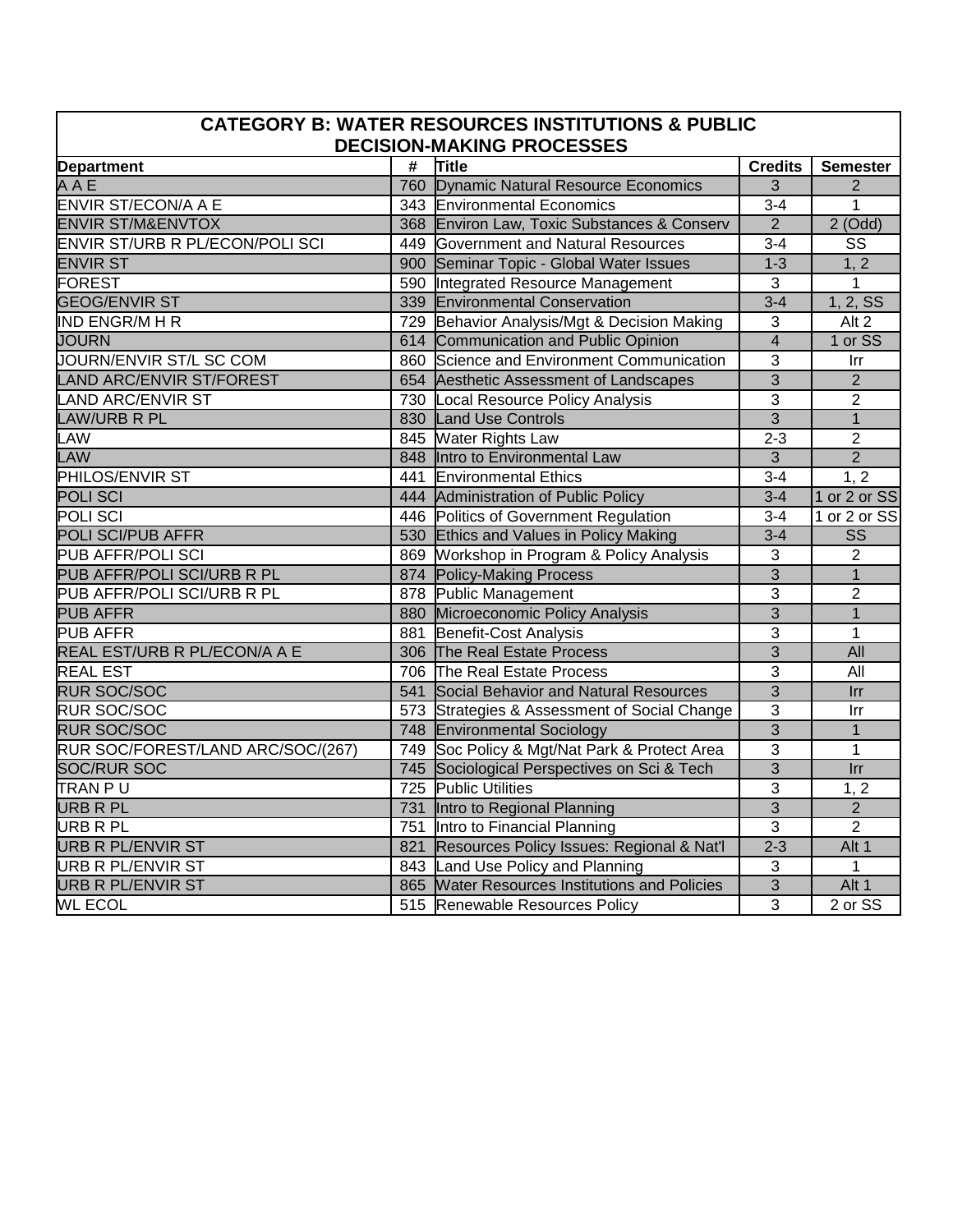## CATEGORY B: WATER RESOURCES INSTITUTIONS & PUBLIC DECISION-MAKING PROCESSES

| Department | # | Title | Credits | Semester |
|---|---|---|---|---|
| A A E | 760 | Dynamic Natural Resource Economics | 3 | 2 |
| ENVIR ST/ECON/A A E | 343 | Environmental Economics | 3-4 | 1 |
| ENVIR ST/M&ENVTOX | 368 | Environ Law, Toxic Substances & Conserv | 2 | 2 (Odd) |
| ENVIR ST/URB R PL/ECON/POLI SCI | 449 | Government and Natural Resources | 3-4 | SS |
| ENVIR ST | 900 | Seminar Topic - Global Water Issues | 1-3 | 1, 2 |
| FOREST | 590 | Integrated Resource Management | 3 | 1 |
| GEOG/ENVIR ST | 339 | Environmental Conservation | 3-4 | 1, 2, SS |
| IND ENGR/M H R | 729 | Behavior Analysis/Mgt & Decision Making | 3 | Alt 2 |
| JOURN | 614 | Communication and Public Opinion | 4 | 1 or SS |
| JOURN/ENVIR ST/L SC COM | 860 | Science and Environment Communication | 3 | Irr |
| LAND ARC/ENVIR ST/FOREST | 654 | Aesthetic Assessment of Landscapes | 3 | 2 |
| LAND ARC/ENVIR ST | 730 | Local Resource Policy Analysis | 3 | 2 |
| LAW/URB R PL | 830 | Land Use Controls | 3 | 1 |
| LAW | 845 | Water Rights Law | 2-3 | 2 |
| LAW | 848 | Intro to Environmental Law | 3 | 2 |
| PHILOS/ENVIR ST | 441 | Environmental Ethics | 3-4 | 1, 2 |
| POLI SCI | 444 | Administration of Public Policy | 3-4 | 1 or 2 or SS |
| POLI SCI | 446 | Politics of Government Regulation | 3-4 | 1 or 2 or SS |
| POLI SCI/PUB AFFR | 530 | Ethics and Values in Policy Making | 3-4 | SS |
| PUB AFFR/POLI SCI | 869 | Workshop in Program & Policy Analysis | 3 | 2 |
| PUB AFFR/POLI SCI/URB R PL | 874 | Policy-Making Process | 3 | 1 |
| PUB AFFR/POLI SCI/URB R PL | 878 | Public Management | 3 | 2 |
| PUB AFFR | 880 | Microeconomic Policy Analysis | 3 | 1 |
| PUB AFFR | 881 | Benefit-Cost Analysis | 3 | 1 |
| REAL EST/URB R PL/ECON/A A E | 306 | The Real Estate Process | 3 | All |
| REAL EST | 706 | The Real Estate Process | 3 | All |
| RUR SOC/SOC | 541 | Social Behavior and Natural Resources | 3 | Irr |
| RUR SOC/SOC | 573 | Strategies & Assessment of Social Change | 3 | Irr |
| RUR SOC/SOC | 748 | Environmental Sociology | 3 | 1 |
| RUR SOC/FOREST/LAND ARC/SOC/(267) | 749 | Soc Policy & Mgt/Nat Park & Protect Area | 3 | 1 |
| SOC/RUR SOC | 745 | Sociological Perspectives on Sci & Tech | 3 | Irr |
| TRAN P U | 725 | Public Utilities | 3 | 1, 2 |
| URB R PL | 731 | Intro to Regional Planning | 3 | 2 |
| URB R PL | 751 | Intro to Financial Planning | 3 | 2 |
| URB R PL/ENVIR ST | 821 | Resources Policy Issues: Regional & Nat'l | 2-3 | Alt 1 |
| URB R PL/ENVIR ST | 843 | Land Use Policy and Planning | 3 | 1 |
| URB R PL/ENVIR ST | 865 | Water Resources Institutions and Policies | 3 | Alt 1 |
| WL ECOL | 515 | Renewable Resources Policy | 3 | 2 or SS |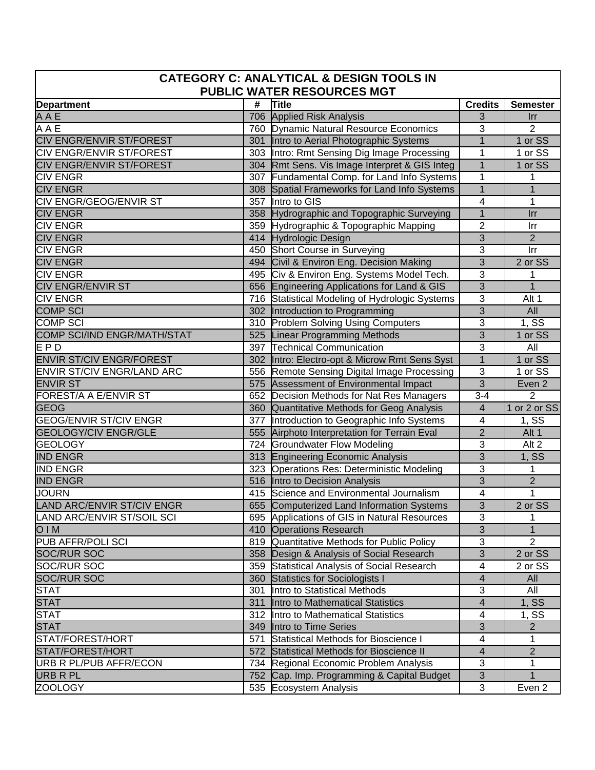## CATEGORY C: ANALYTICAL & DESIGN TOOLS IN PUBLIC WATER RESOURCES MGT

| Department | # | Title | Credits | Semester |
|---|---|---|---|---|
| A A E | 706 | Applied Risk Analysis | 3 | Irr |
| A A E | 760 | Dynamic Natural Resource Economics | 3 | 2 |
| CIV ENGR/ENVIR ST/FOREST | 301 | Intro to Aerial Photographic Systems | 1 | 1 or SS |
| CIV ENGR/ENVIR ST/FOREST | 303 | Intro: Rmt Sensing Dig Image Processing | 1 | 1 or SS |
| CIV ENGR/ENVIR ST/FOREST | 304 | Rmt Sens. Vis Image Interpret & GIS Integ | 1 | 1 or SS |
| CIV ENGR | 307 | Fundamental Comp. for Land Info Systems | 1 | 1 |
| CIV ENGR | 308 | Spatial Frameworks for Land Info Systems | 1 | 1 |
| CIV ENGR/GEOG/ENVIR ST | 357 | Intro to GIS | 4 | 1 |
| CIV ENGR | 358 | Hydrographic and Topographic Surveying | 1 | Irr |
| CIV ENGR | 359 | Hydrographic & Topographic Mapping | 2 | Irr |
| CIV ENGR | 414 | Hydrologic Design | 3 | 2 |
| CIV ENGR | 450 | Short Course in Surveying | 3 | Irr |
| CIV ENGR | 494 | Civil & Environ Eng. Decision Making | 3 | 2 or SS |
| CIV ENGR | 495 | Civ & Environ Eng. Systems Model Tech. | 3 | 1 |
| CIV ENGR/ENVIR ST | 656 | Engineering Applications for Land & GIS | 3 | 1 |
| CIV ENGR | 716 | Statistical Modeling of Hydrologic Systems | 3 | Alt 1 |
| COMP SCI | 302 | Introduction to Programming | 3 | All |
| COMP SCI | 310 | Problem Solving Using Computers | 3 | 1, SS |
| COMP SCI/IND ENGR/MATH/STAT | 525 | Linear Programming Methods | 3 | 1 or SS |
| E P D | 397 | Technical Communication | 3 | All |
| ENVIR ST/CIV ENGR/FOREST | 302 | Intro: Electro-opt & Microw Rmt Sens Syst | 1 | 1 or SS |
| ENVIR ST/CIV ENGR/LAND ARC | 556 | Remote Sensing Digital Image Processing | 3 | 1 or SS |
| ENVIR ST | 575 | Assessment of Environmental Impact | 3 | Even 2 |
| FOREST/A A E/ENVIR ST | 652 | Decision Methods for Nat Res Managers | 3-4 | 2 |
| GEOG | 360 | Quantitative Methods for Geog Analysis | 4 | 1 or 2 or SS |
| GEOG/ENVIR ST/CIV ENGR | 377 | Introduction to Geographic Info Systems | 4 | 1, SS |
| GEOLOGY/CIV ENGR/GLE | 555 | Airphoto Interpretation for Terrain Eval | 2 | Alt 1 |
| GEOLOGY | 724 | Groundwater Flow Modeling | 3 | Alt 2 |
| IND ENGR | 313 | Engineering Economic Analysis | 3 | 1, SS |
| IND ENGR | 323 | Operations Res: Deterministic Modeling | 3 | 1 |
| IND ENGR | 516 | Intro to Decision Analysis | 3 | 2 |
| JOURN | 415 | Science and Environmental Journalism | 4 | 1 |
| LAND ARC/ENVIR ST/CIV ENGR | 655 | Computerized Land Information Systems | 3 | 2 or SS |
| LAND ARC/ENVIR ST/SOIL SCI | 695 | Applications of GIS in Natural Resources | 3 | 1 |
| O I M | 410 | Operations Research | 3 | 1 |
| PUB AFFR/POLI SCI | 819 | Quantitative Methods for Public Policy | 3 | 2 |
| SOC/RUR SOC | 358 | Design & Analysis of Social Research | 3 | 2 or SS |
| SOC/RUR SOC | 359 | Statistical Analysis of Social Research | 4 | 2 or SS |
| SOC/RUR SOC | 360 | Statistics for Sociologists I | 4 | All |
| STAT | 301 | Intro to Statistical Methods | 3 | All |
| STAT | 311 | Intro to Mathematical Statistics | 4 | 1, SS |
| STAT | 312 | Intro to Mathematical Statistics | 4 | 1, SS |
| STAT | 349 | Intro to Time Series | 3 | 2 |
| STAT/FOREST/HORT | 571 | Statistical Methods for Bioscience I | 4 | 1 |
| STAT/FOREST/HORT | 572 | Statistical Methods for Bioscience II | 4 | 2 |
| URB R PL/PUB AFFR/ECON | 734 | Regional Economic Problem Analysis | 3 | 1 |
| URB R PL | 752 | Cap. Imp. Programming & Capital Budget | 3 | 1 |
| ZOOLOGY | 535 | Ecosystem Analysis | 3 | Even 2 |